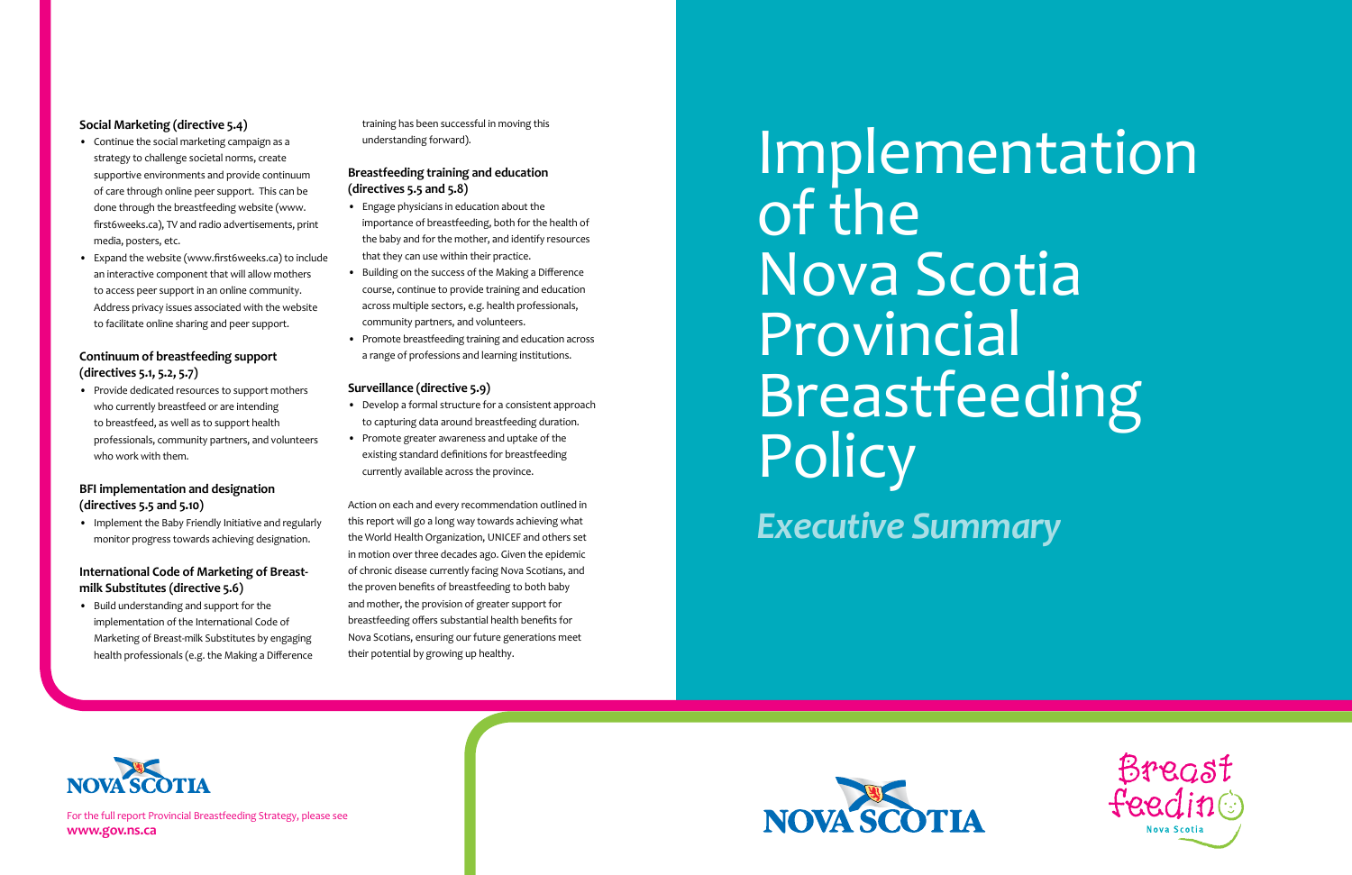### Social Marketing (directive 5.4)

- Continue the social marketing campaign as a strategy to challenge societal norms, create supportive environments and provide continuum of care through online peer support. This can be done through the breastfeeding website (www.first6weeks.ca), TV and radio advertisements, print media, posters, etc.
- Expand the website (www.first6weeks.ca) to include an interactive component that will allow mothers to access peer support in an online community. Address privacy issues associated with the website to facilitate online sharing and peer support.

### Continuum of breastfeeding support (directives 5.1, 5.2, 5.7)

- Provide dedicated resources to support mothers who currently breastfeed or are intending to breastfeed, as well as to support health professionals, community partners, and volunteers who work with them.

### BFI implementation and designation (directives 5.5 and 5.10)

- Implement the Baby Friendly Initiative and regularly monitor progress towards achieving designation.

### International Code of Marketing of Breast-milk Substitutes (directive 5.6)

- Build understanding and support for the implementation of the International Code of Marketing of Breast-milk Substitutes by engaging health professionals (e.g. the Making a Difference training has been successful in moving this understanding forward).

### Breastfeeding training and education (directives 5.5 and 5.8)

- Engage physicians in education about the importance of breastfeeding, both for the health of the baby and for the mother, and identify resources that they can use within their practice.
- Building on the success of the Making a Difference course, continue to provide training and education across multiple sectors, e.g. health professionals, community partners, and volunteers.
- Promote breastfeeding training and education across a range of professions and learning institutions.

### Surveillance (directive 5.9)

- Develop a formal structure for a consistent approach to capturing data around breastfeeding duration.
- Promote greater awareness and uptake of the existing standard definitions for breastfeeding currently available across the province.

Action on each and every recommendation outlined in this report will go a long way towards achieving what the World Health Organization, UNICEF and others set in motion over three decades ago. Given the epidemic of chronic disease currently facing Nova Scotians, and the proven benefits of breastfeeding to both baby and mother, the provision of greater support for breastfeeding offers substantial health benefits for Nova Scotians, ensuring our future generations meet their potential by growing up healthy.

NOVA SCOTIA

For the full report Provincial Breastfeeding Strategy, please see **www.gov.ns.ca**

# Implementation of the Nova Scotia Provincial Breastfeeding Policy

## *Executive Summary*

NOVA SCOTIA

Breast feeding Nova Scotia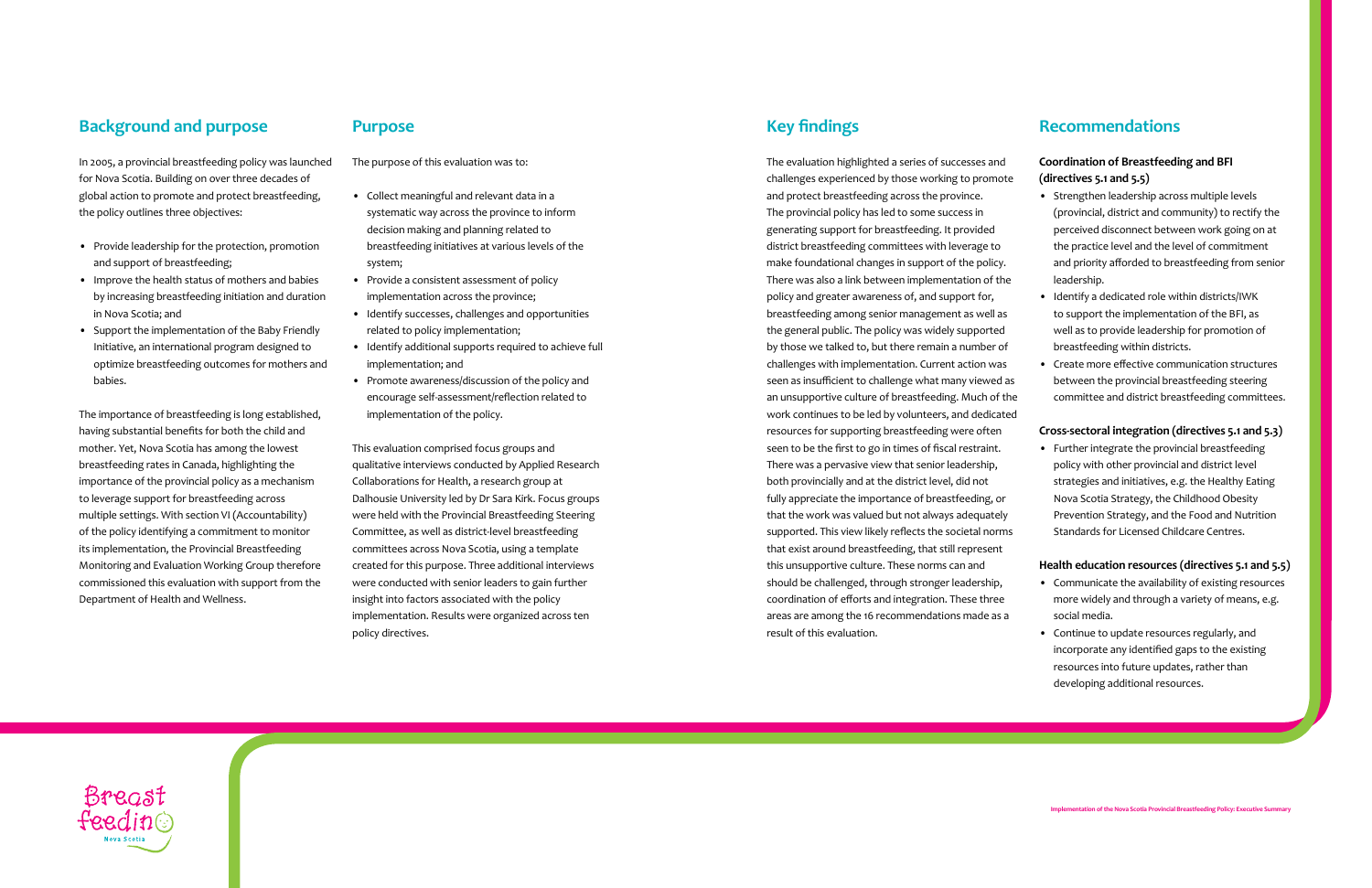## Background and purpose

In 2005, a provincial breastfeeding policy was launched for Nova Scotia. Building on over three decades of global action to promote and protect breastfeeding, the policy outlines three objectives:

- Provide leadership for the protection, promotion and support of breastfeeding;
- Improve the health status of mothers and babies by increasing breastfeeding initiation and duration in Nova Scotia; and
- Support the implementation of the Baby Friendly Initiative, an international program designed to optimize breastfeeding outcomes for mothers and babies.

The importance of breastfeeding is long established, having substantial benefits for both the child and mother. Yet, Nova Scotia has among the lowest breastfeeding rates in Canada, highlighting the importance of the provincial policy as a mechanism to leverage support for breastfeeding across multiple settings. With section VI (Accountability) of the policy identifying a commitment to monitor its implementation, the Provincial Breastfeeding Monitoring and Evaluation Working Group therefore commissioned this evaluation with support from the Department of Health and Wellness.

## Purpose

The purpose of this evaluation was to:

- Collect meaningful and relevant data in a systematic way across the province to inform decision making and planning related to breastfeeding initiatives at various levels of the system;
- Provide a consistent assessment of policy implementation across the province;
- Identify successes, challenges and opportunities related to policy implementation;
- Identify additional supports required to achieve full implementation; and
- Promote awareness/discussion of the policy and encourage self-assessment/reflection related to implementation of the policy.

This evaluation comprised focus groups and qualitative interviews conducted by Applied Research Collaborations for Health, a research group at Dalhousie University led by Dr Sara Kirk. Focus groups were held with the Provincial Breastfeeding Steering Committee, as well as district-level breastfeeding committees across Nova Scotia, using a template created for this purpose. Three additional interviews were conducted with senior leaders to gain further insight into factors associated with the policy implementation. Results were organized across ten policy directives.

## Key findings

The evaluation highlighted a series of successes and challenges experienced by those working to promote and protect breastfeeding across the province. The provincial policy has led to some success in generating support for breastfeeding. It provided district breastfeeding committees with leverage to make foundational changes in support of the policy. There was also a link between implementation of the policy and greater awareness of, and support for, breastfeeding among senior management as well as the general public. The policy was widely supported by those we talked to, but there remain a number of challenges with implementation. Current action was seen as insufficient to challenge what many viewed as an unsupportive culture of breastfeeding. Much of the work continues to be led by volunteers, and dedicated resources for supporting breastfeeding were often seen to be the first to go in times of fiscal restraint. There was a pervasive view that senior leadership, both provincially and at the district level, did not fully appreciate the importance of breastfeeding, or that the work was valued but not always adequately supported. This view likely reflects the societal norms that exist around breastfeeding, that still represent this unsupportive culture. These norms can and should be challenged, through stronger leadership, coordination of efforts and integration. These three areas are among the 16 recommendations made as a result of this evaluation.

## Recommendations

**Coordination of Breastfeeding and BFI (directives 5.1 and 5.5)**

- Strengthen leadership across multiple levels (provincial, district and community) to rectify the perceived disconnect between work going on at the practice level and the level of commitment and priority afforded to breastfeeding from senior leadership.
- Identify a dedicated role within districts/IWK to support the implementation of the BFI, as well as to provide leadership for promotion of breastfeeding within districts.
- Create more effective communication structures between the provincial breastfeeding steering committee and district breastfeeding committees.

**Cross-sectoral integration (directives 5.1 and 5.3)**

- Further integrate the provincial breastfeeding policy with other provincial and district level strategies and initiatives, e.g. the Healthy Eating Nova Scotia Strategy, the Childhood Obesity Prevention Strategy, and the Food and Nutrition Standards for Licensed Childcare Centres.

**Health education resources (directives 5.1 and 5.5)**

- Communicate the availability of existing resources more widely and through a variety of means, e.g. social media.
- Continue to update resources regularly, and incorporate any identified gaps to the existing resources into future updates, rather than developing additional resources.

Breast feeding Nova Scotia